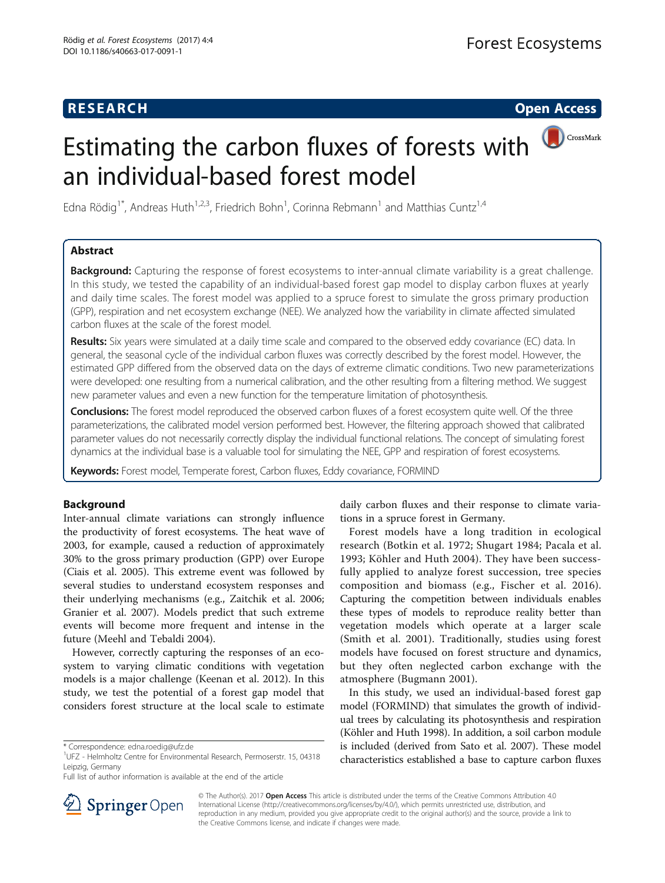RESEARCH

Open Access

# Estimating the carbon fluxes of forests with an individual-based forest model

Edna Rödig[1*], Andreas Huth[1,2,3], Friedrich Bohn[1], Corinna Rebmann[1] and Matthias Cuntz[1,4]

## Abstract

**Background:** Capturing the response of forest ecosystems to inter-annual climate variability is a great challenge. In this study, we tested the capability of an individual-based forest gap model to display carbon fluxes at yearly and daily time scales. The forest model was applied to a spruce forest to simulate the gross primary production (GPP), respiration and net ecosystem exchange (NEE). We analyzed how the variability in climate affected simulated carbon fluxes at the scale of the forest model.

**Results:** Six years were simulated at a daily time scale and compared to the observed eddy covariance (EC) data. In general, the seasonal cycle of the individual carbon fluxes was correctly described by the forest model. However, the estimated GPP differed from the observed data on the days of extreme climatic conditions. Two new parameterizations were developed: one resulting from a numerical calibration, and the other resulting from a filtering method. We suggest new parameter values and even a new function for the temperature limitation of photosynthesis.

**Conclusions:** The forest model reproduced the observed carbon fluxes of a forest ecosystem quite well. Of the three parameterizations, the calibrated model version performed best. However, the filtering approach showed that calibrated parameter values do not necessarily correctly display the individual functional relations. The concept of simulating forest dynamics at the individual base is a valuable tool for simulating the NEE, GPP and respiration of forest ecosystems.

**Keywords:** Forest model, Temperate forest, Carbon fluxes, Eddy covariance, FORMIND

## Background

Inter-annual climate variations can strongly influence the productivity of forest ecosystems. The heat wave of 2003, for example, caused a reduction of approximately 30% to the gross primary production (GPP) over Europe (Ciais et al. 2005). This extreme event was followed by several studies to understand ecosystem responses and their underlying mechanisms (e.g., Zaitchik et al. 2006; Granier et al. 2007). Models predict that such extreme events will become more frequent and intense in the future (Meehl and Tebaldi 2004).

However, correctly capturing the responses of an ecosystem to varying climatic conditions with vegetation models is a major challenge (Keenan et al. 2012). In this study, we test the potential of a forest gap model that considers forest structure at the local scale to estimate daily carbon fluxes and their response to climate variations in a spruce forest in Germany.

Forest models have a long tradition in ecological research (Botkin et al. 1972; Shugart 1984; Pacala et al. 1993; Köhler and Huth 2004). They have been successfully applied to analyze forest succession, tree species composition and biomass (e.g., Fischer et al. 2016). Capturing the competition between individuals enables these types of models to reproduce reality better than vegetation models which operate at a larger scale (Smith et al. 2001). Traditionally, studies using forest models have focused on forest structure and dynamics, but they often neglected carbon exchange with the atmosphere (Bugmann 2001).

In this study, we used an individual-based forest gap model (FORMIND) that simulates the growth of individual trees by calculating its photosynthesis and respiration (Köhler and Huth 1998). In addition, a soil carbon module is included (derived from Sato et al. 2007). These model characteristics established a base to capture carbon fluxes

\* Correspondence: edna.roedig@ufz.de
[1]UFZ - Helmholtz Centre for Environmental Research, Permoserstr. 15, 04318 Leipzig, Germany
Full list of author information is available at the end of the article

© The Author(s). 2017 **Open Access** This article is distributed under the terms of the Creative Commons Attribution 4.0 International License (http://creativecommons.org/licenses/by/4.0/), which permits unrestricted use, distribution, and reproduction in any medium, provided you give appropriate credit to the original author(s) and the source, provide a link to the Creative Commons license, and indicate if changes were made.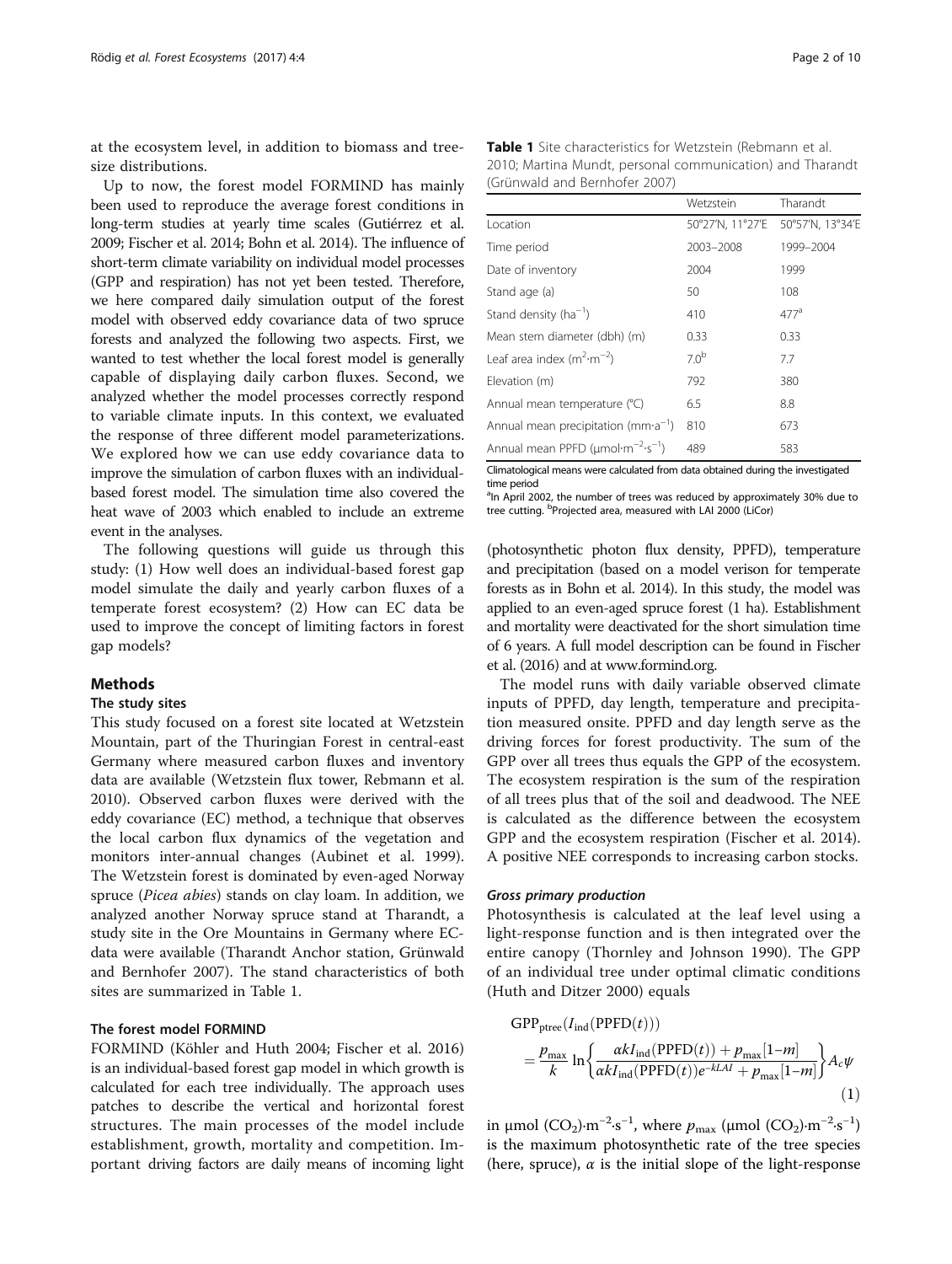at the ecosystem level, in addition to biomass and tree-size distributions.

Up to now, the forest model FORMIND has mainly been used to reproduce the average forest conditions in long-term studies at yearly time scales (Gutiérrez et al. 2009; Fischer et al. 2014; Bohn et al. 2014). The influence of short-term climate variability on individual model processes (GPP and respiration) has not yet been tested. Therefore, we here compared daily simulation output of the forest model with observed eddy covariance data of two spruce forests and analyzed the following two aspects. First, we wanted to test whether the local forest model is generally capable of displaying daily carbon fluxes. Second, we analyzed whether the model processes correctly respond to variable climate inputs. In this context, we evaluated the response of three different model parameterizations. We explored how we can use eddy covariance data to improve the simulation of carbon fluxes with an individual-based forest model. The simulation time also covered the heat wave of 2003 which enabled to include an extreme event in the analyses.

The following questions will guide us through this study: (1) How well does an individual-based forest gap model simulate the daily and yearly carbon fluxes of a temperate forest ecosystem? (2) How can EC data be used to improve the concept of limiting factors in forest gap models?

## Methods

### The study sites

This study focused on a forest site located at Wetzstein Mountain, part of the Thuringian Forest in central-east Germany where measured carbon fluxes and inventory data are available (Wetzstein flux tower, Rebmann et al. 2010). Observed carbon fluxes were derived with the eddy covariance (EC) method, a technique that observes the local carbon flux dynamics of the vegetation and monitors inter-annual changes (Aubinet et al. 1999). The Wetzstein forest is dominated by even-aged Norway spruce (*Picea abies*) stands on clay loam. In addition, we analyzed another Norway spruce stand at Tharandt, a study site in the Ore Mountains in Germany where EC-data were available (Tharandt Anchor station, Grünwald and Bernhofer 2007). The stand characteristics of both sites are summarized in Table 1.

**Table 1** Site characteristics for Wetzstein (Rebmann et al. 2010; Martina Mundt, personal communication) and Tharandt (Grünwald and Bernhofer 2007)

| | Wetzstein | Tharandt |
|---|---|---|
| Location | 50°27′N, 11°27′E | 50°57′N, 13°34′E |
| Time period | 2003–2008 | 1999–2004 |
| Date of inventory | 2004 | 1999 |
| Stand age (a) | 50 | 108 |
| Stand density (ha$^{-1}$) | 410 | 477[a] |
| Mean stem diameter (dbh) (m) | 0.33 | 0.33 |
| Leaf area index (m$^{2}$·m$^{-2}$) | 7.0[b] | 7.7 |
| Elevation (m) | 792 | 380 |
| Annual mean temperature (°C) | 6.5 | 8.8 |
| Annual mean precipitation (mm·a$^{-1}$) | 810 | 673 |
| Annual mean PPFD (μmol·m$^{-2}$·s$^{-1}$) | 489 | 583 |

Climatological means were calculated from data obtained during the investigated time period
[a]In April 2002, the number of trees was reduced by approximately 30% due to tree cutting. [b]Projected area, measured with LAI 2000 (LiCor)

### The forest model FORMIND

FORMIND (Köhler and Huth 2004; Fischer et al. 2016) is an individual-based forest gap model in which growth is calculated for each tree individually. The approach uses patches to describe the vertical and horizontal forest structures. The main processes of the model include establishment, growth, mortality and competition. Important driving factors are daily means of incoming light (photosynthetic photon flux density, PPFD), temperature and precipitation (based on a model verison for temperate forests as in Bohn et al. 2014). In this study, the model was applied to an even-aged spruce forest (1 ha). Establishment and mortality were deactivated for the short simulation time of 6 years. A full model description can be found in Fischer et al. (2016) and at www.formind.org.

The model runs with daily variable observed climate inputs of PPFD, day length, temperature and precipitation measured onsite. PPFD and day length serve as the driving forces for forest productivity. The sum of the GPP over all trees thus equals the GPP of the ecosystem. The ecosystem respiration is the sum of the respiration of all trees plus that of the soil and deadwood. The NEE is calculated as the difference between the ecosystem GPP and the ecosystem respiration (Fischer et al. 2014). A positive NEE corresponds to increasing carbon stocks.

#### Gross primary production

Photosynthesis is calculated at the leaf level using a light-response function and is then integrated over the entire canopy (Thornley and Johnson 1990). The GPP of an individual tree under optimal climatic conditions (Huth and Ditzer 2000) equals

$$\mathrm{GPP}_{\mathrm{ptree}}(I_{\mathrm{ind}}(\mathrm{PPFD}(t))) = \frac{p_{\max}}{k} \ln\left\{\frac{\alpha k I_{\mathrm{ind}}(\mathrm{PPFD}(t)) + p_{\max}[1-m]}{\alpha k I_{\mathrm{ind}}(\mathrm{PPFD}(t)) e^{-kLAI} + p_{\max}[1-m]}\right\} A_c \psi \tag{1}$$

in μmol $(CO_2)$·m$^{-2}$·s$^{-1}$, where $p_{\max}$ (μmol $(CO_2)$·m$^{-2}$·s$^{-1}$) is the maximum photosynthetic rate of the tree species (here, spruce), $\alpha$ is the initial slope of the light-response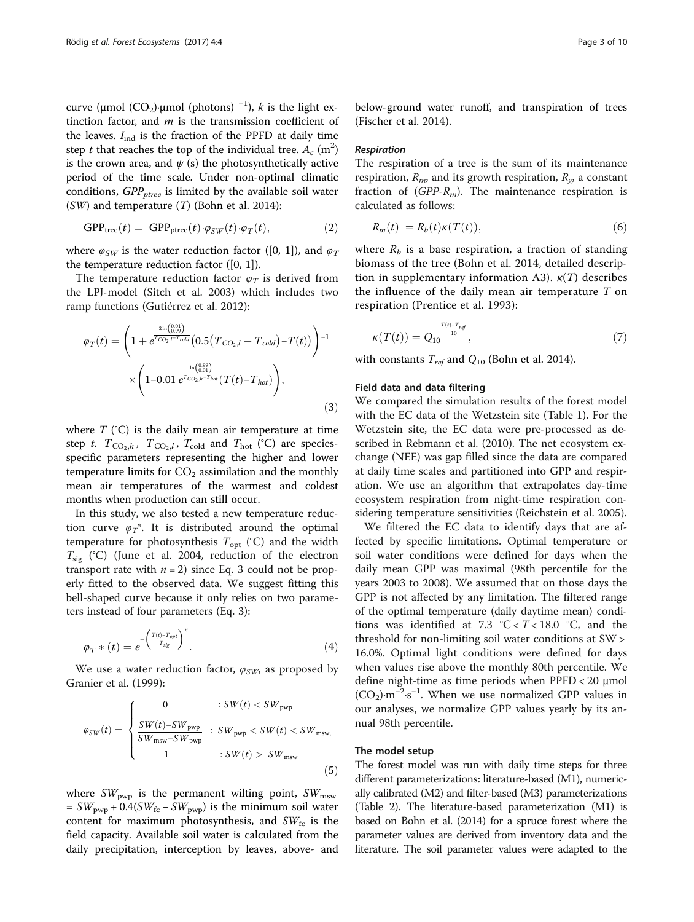curve (μmol ($CO_2$)·μmol (photons) $^{-1}$), $k$ is the light extinction factor, and $m$ is the transmission coefficient of the leaves. $I_{ind}$ is the fraction of the PPFD at daily time step $t$ that reaches the top of the individual tree. $A_c$ ($m^2$) is the crown area, and $\psi$ (s) the photosynthetically active period of the time scale. Under non-optimal climatic conditions, $GPP_{ptree}$ is limited by the available soil water ($SW$) and temperature ($T$) (Bohn et al. 2014):

$$\mathrm{GPP_{tree}}(t) = \mathrm{GPP_{ptree}}(t) \cdot \varphi_{SW}(t) \cdot \varphi_T(t), \tag{2}$$

where $\varphi_{SW}$ is the water reduction factor ([0, 1]), and $\varphi_T$ the temperature reduction factor ([0, 1]).

The temperature reduction factor $\varphi_T$ is derived from the LPJ-model (Sitch et al. 2003) which includes two ramp functions (Gutiérrez et al. 2012):

$$\varphi_T(t) = \left(1 + e^{\frac{2\ln\left(\frac{0.01}{0.99}\right)}{T_{CO_2,l} - T_{cold}}\left(0.5\left(T_{CO_2,l} + T_{cold}\right) - T(t)\right)}\right)^{-1} \times \left(1 - 0.01\, e^{\frac{\ln\left(\frac{0.99}{0.01}\right)}{T_{CO_2,h} - T_{hot}}\left(T(t) - T_{hot}\right)}\right), \tag{3}$$

where $T$ (°C) is the daily mean air temperature at time step $t$. $T_{CO_2,h}$, $T_{CO_2,l}$, $T_{\mathrm{cold}}$ and $T_{\mathrm{hot}}$ (°C) are species-specific parameters representing the higher and lower temperature limits for $CO_2$ assimilation and the monthly mean air temperatures of the warmest and coldest months when production can still occur.

In this study, we also tested a new temperature reduction curve $\varphi_T{*}$. It is distributed around the optimal temperature for photosynthesis $T_{\mathrm{opt}}$ (°C) and the width $T_{\mathrm{sig}}$ (°C) (June et al. 2004, reduction of the electron transport rate with $n = 2$) since Eq. 3 could not be properly fitted to the observed data. We suggest fitting this bell-shaped curve because it only relies on two parameters instead of four parameters (Eq. 3):

$$\varphi_T * (t) = e^{-\left(\frac{T(t) - T_{opt}}{T_{sig}}\right)^n}. \tag{4}$$

We use a water reduction factor, $\varphi_{SW}$, as proposed by Granier et al. (1999):

$$\varphi_{SW}(t) = \begin{cases} 0 & : SW(t) < SW_{\mathrm{pwp}} \\ \dfrac{SW(t) - SW_{\mathrm{pwp}}}{SW_{\mathrm{msw}} - SW_{\mathrm{pwp}}} & : SW_{\mathrm{pwp}} < SW(t) < SW_{\mathrm{msw}}, \\ 1 & : SW(t) > SW_{\mathrm{msw}} \end{cases} \tag{5}$$

where $SW_{\mathrm{pwp}}$ is the permanent wilting point, $SW_{\mathrm{msw}} = SW_{\mathrm{pwp}} + 0.4(SW_{\mathrm{fc}} - SW_{\mathrm{pwp}})$ is the minimum soil water content for maximum photosynthesis, and $SW_{\mathrm{fc}}$ is the field capacity. Available soil water is calculated from the daily precipitation, interception by leaves, above- and below-ground water runoff, and transpiration of trees (Fischer et al. 2014).

#### Respiration

The respiration of a tree is the sum of its maintenance respiration, $R_m$, and its growth respiration, $R_g$, a constant fraction of ($GPP$-$R_m$). The maintenance respiration is calculated as follows:

$$R_m(t) = R_b(t)\kappa(T(t)), \tag{6}$$

where $R_b$ is a base respiration, a fraction of standing biomass of the tree (Bohn et al. 2014, detailed description in supplementary information A3). $\kappa(T)$ describes the influence of the daily mean air temperature $T$ on respiration (Prentice et al. 1993):

$$\kappa(T(t)) = Q_{10}^{\frac{T(t) - T_{ref}}{10}}, \tag{7}$$

with constants $T_{ref}$ and $Q_{10}$ (Bohn et al. 2014).

### Field data and data filtering

We compared the simulation results of the forest model with the EC data of the Wetzstein site (Table 1). For the Wetzstein site, the EC data were pre-processed as described in Rebmann et al. (2010). The net ecosystem exchange (NEE) was gap filled since the data are compared at daily time scales and partitioned into GPP and respiration. We use an algorithm that extrapolates day-time ecosystem respiration from night-time respiration considering temperature sensitivities (Reichstein et al. 2005).

We filtered the EC data to identify days that are affected by specific limitations. Optimal temperature or soil water conditions were defined for days when the daily mean GPP was maximal (98th percentile for the years 2003 to 2008). We assumed that on those days the GPP is not affected by any limitation. The filtered range of the optimal temperature (daily daytime mean) conditions was identified at 7.3 °C < $T$ < 18.0 °C, and the threshold for non-limiting soil water conditions at SW > 16.0%. Optimal light conditions were defined for days when values rise above the monthly 80th percentile. We define night-time as time periods when PPFD < 20 μmol ($CO_2$)·m$^{-2}$·s$^{-1}$. When we use normalized GPP values in our analyses, we normalize GPP values yearly by its annual 98th percentile.

### The model setup

The forest model was run with daily time steps for three different parameterizations: literature-based (M1), numerically calibrated (M2) and filter-based (M3) parameterizations (Table 2). The literature-based parameterization (M1) is based on Bohn et al. (2014) for a spruce forest where the parameter values are derived from inventory data and the literature. The soil parameter values were adapted to the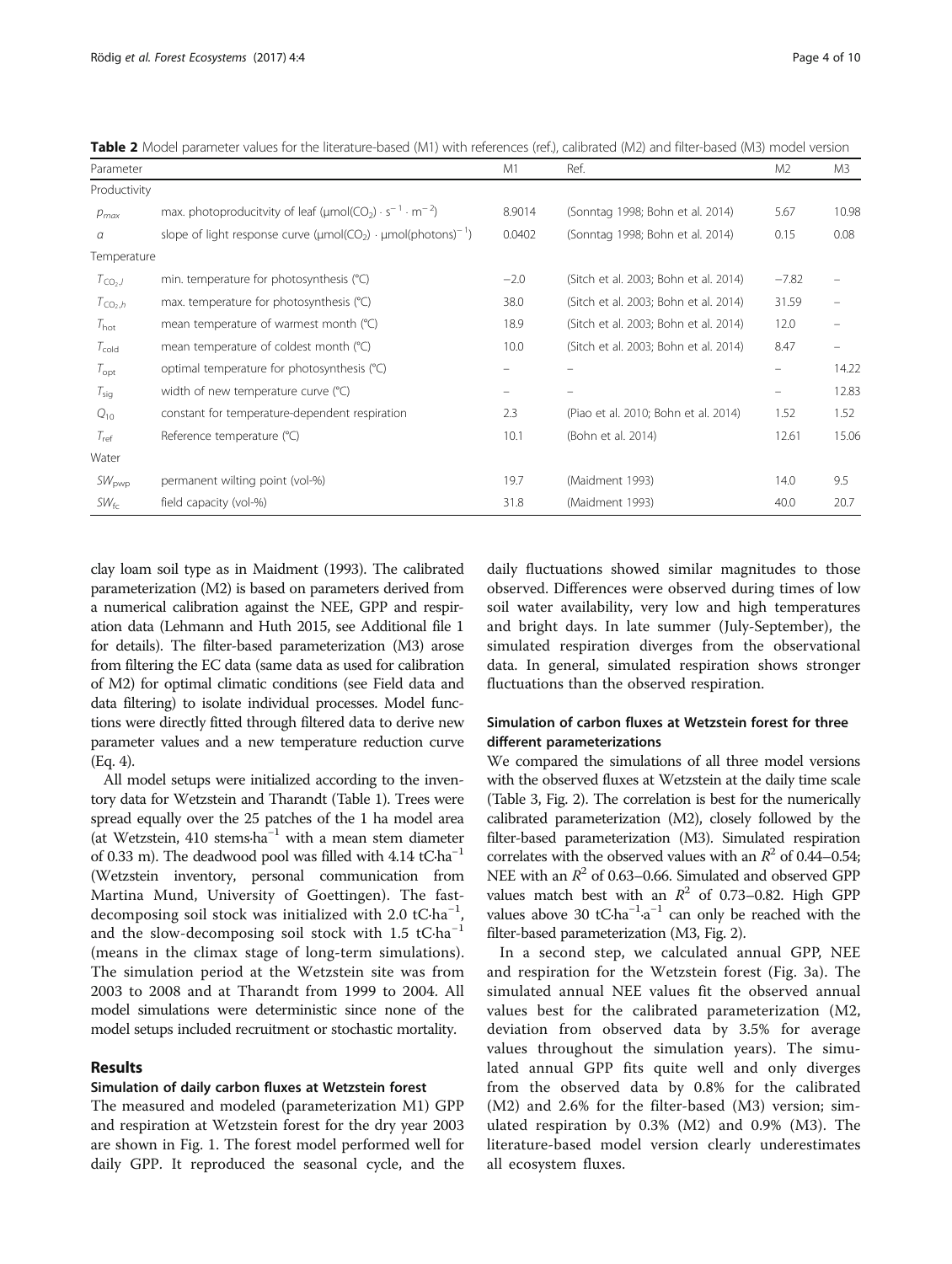**Table 2** Model parameter values for the literature-based (M1) with references (ref.), calibrated (M2) and filter-based (M3) model version

| Parameter | | M1 | Ref. | M2 | M3 |
|---|---|---|---|---|---|
| Productivity | | | | | |
| $p_{max}$ | max. photoproducitvity of leaf (μmol($CO_2$) · $s^{-1}$ · $m^{-2}$) | 8.9014 | (Sonntag 1998; Bohn et al. 2014) | 5.67 | 10.98 |
| $\alpha$ | slope of light response curve (μmol($CO_2$) · μmol(photons)$^{-1}$) | 0.0402 | (Sonntag 1998; Bohn et al. 2014) | 0.15 | 0.08 |
| Temperature | | | | | |
| $T_{CO_2,l}$ | min. temperature for photosynthesis (°C) | −2.0 | (Sitch et al. 2003; Bohn et al. 2014) | −7.82 | – |
| $T_{CO_2,h}$ | max. temperature for photosynthesis (°C) | 38.0 | (Sitch et al. 2003; Bohn et al. 2014) | 31.59 | – |
| $T_{hot}$ | mean temperature of warmest month (°C) | 18.9 | (Sitch et al. 2003; Bohn et al. 2014) | 12.0 | – |
| $T_{cold}$ | mean temperature of coldest month (°C) | 10.0 | (Sitch et al. 2003; Bohn et al. 2014) | 8.47 | – |
| $T_{opt}$ | optimal temperature for photosynthesis (°C) | – | – | – | 14.22 |
| $T_{sig}$ | width of new temperature curve (°C) | – | – | – | 12.83 |
| $Q_{10}$ | constant for temperature-dependent respiration | 2.3 | (Piao et al. 2010; Bohn et al. 2014) | 1.52 | 1.52 |
| $T_{ref}$ | Reference temperature (°C) | 10.1 | (Bohn et al. 2014) | 12.61 | 15.06 |
| Water | | | | | |
| $SW_{pwp}$ | permanent wilting point (vol-%) | 19.7 | (Maidment 1993) | 14.0 | 9.5 |
| $SW_{fc}$ | field capacity (vol-%) | 31.8 | (Maidment 1993) | 40.0 | 20.7 |

clay loam soil type as in Maidment (1993). The calibrated parameterization (M2) is based on parameters derived from a numerical calibration against the NEE, GPP and respiration data (Lehmann and Huth 2015, see Additional file 1 for details). The filter-based parameterization (M3) arose from filtering the EC data (same data as used for calibration of M2) for optimal climatic conditions (see Field data and data filtering) to isolate individual processes. Model functions were directly fitted through filtered data to derive new parameter values and a new temperature reduction curve (Eq. 4).

All model setups were initialized according to the inventory data for Wetzstein and Tharandt (Table 1). Trees were spread equally over the 25 patches of the 1 ha model area (at Wetzstein, 410 stems·ha$^{-1}$ with a mean stem diameter of 0.33 m). The deadwood pool was filled with 4.14 tC·ha$^{-1}$ (Wetzstein inventory, personal communication from Martina Mund, University of Goettingen). The fast-decomposing soil stock was initialized with 2.0 tC·ha$^{-1}$, and the slow-decomposing soil stock with 1.5 tC·ha$^{-1}$ (means in the climax stage of long-term simulations). The simulation period at the Wetzstein site was from 2003 to 2008 and at Tharandt from 1999 to 2004. All model simulations were deterministic since none of the model setups included recruitment or stochastic mortality.

## Results

### Simulation of daily carbon fluxes at Wetzstein forest

The measured and modeled (parameterization M1) GPP and respiration at Wetzstein forest for the dry year 2003 are shown in Fig. 1. The forest model performed well for daily GPP. It reproduced the seasonal cycle, and the daily fluctuations showed similar magnitudes to those observed. Differences were observed during times of low soil water availability, very low and high temperatures and bright days. In late summer (July-September), the simulated respiration diverges from the observational data. In general, simulated respiration shows stronger fluctuations than the observed respiration.

### Simulation of carbon fluxes at Wetzstein forest for three different parameterizations

We compared the simulations of all three model versions with the observed fluxes at Wetzstein at the daily time scale (Table 3, Fig. 2). The correlation is best for the numerically calibrated parameterization (M2), closely followed by the filter-based parameterization (M3). Simulated respiration correlates with the observed values with an $R^2$ of 0.44–0.54; NEE with an $R^2$ of 0.63–0.66. Simulated and observed GPP values match best with an $R^2$ of 0.73–0.82. High GPP values above 30 tC·ha$^{-1}$·a$^{-1}$ can only be reached with the filter-based parameterization (M3, Fig. 2).

In a second step, we calculated annual GPP, NEE and respiration for the Wetzstein forest (Fig. 3a). The simulated annual NEE values fit the observed annual values best for the calibrated parameterization (M2, deviation from observed data by 3.5% for average values throughout the simulation years). The simulated annual GPP fits quite well and only diverges from the observed data by 0.8% for the calibrated (M2) and 2.6% for the filter-based (M3) version; simulated respiration by 0.3% (M2) and 0.9% (M3). The literature-based model version clearly underestimates all ecosystem fluxes.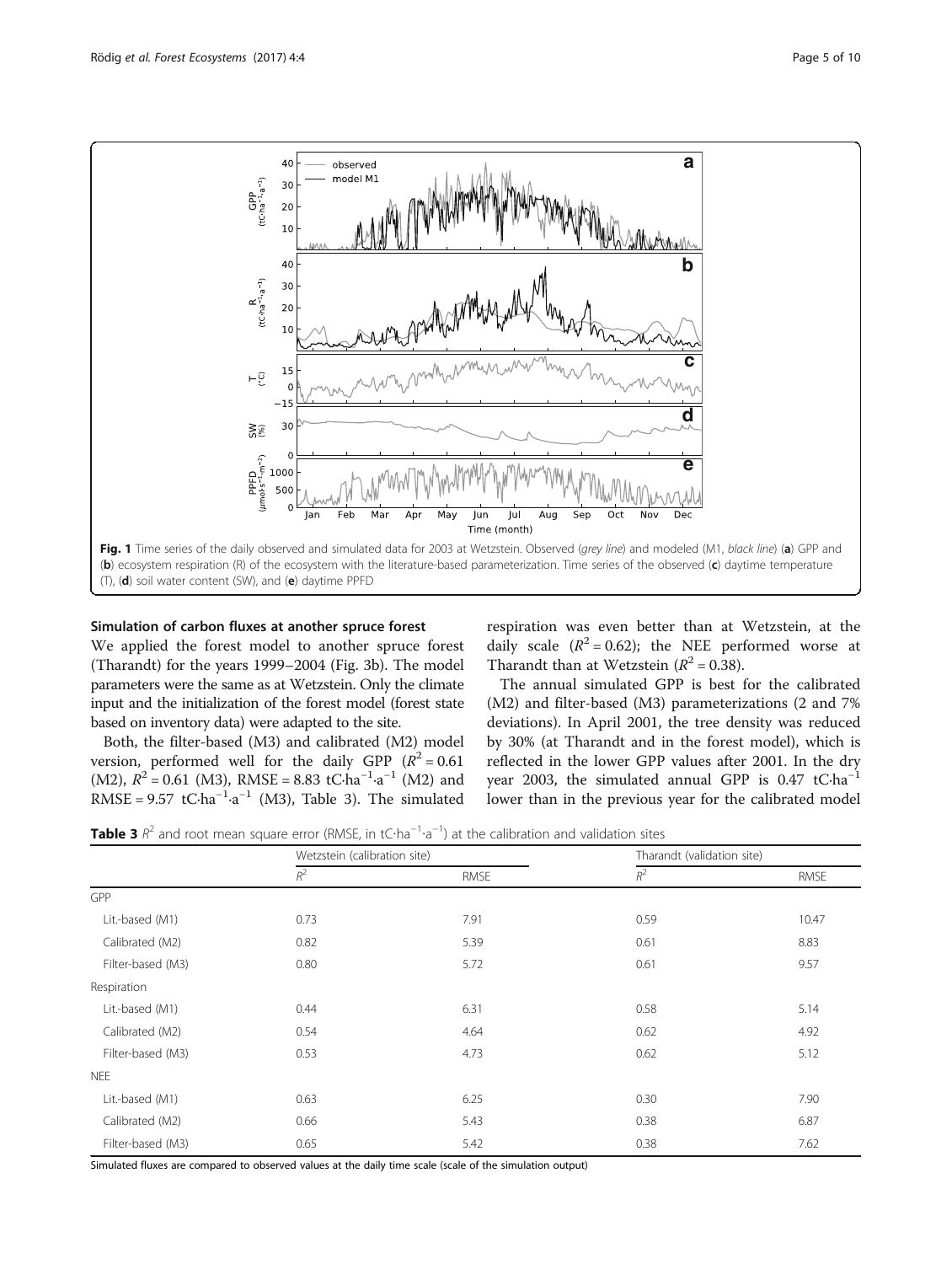Fig. 1 Time series of the daily observed and simulated data for 2003 at Wetzstein. Observed (*grey line*) and modeled (M1, *black line*) (**a**) GPP and (**b**) ecosystem respiration (R) of the ecosystem with the literature-based parameterization. Time series of the observed (**c**) daytime temperature (T), (**d**) soil water content (SW), and (**e**) daytime PPFD

### Simulation of carbon fluxes at another spruce forest

We applied the forest model to another spruce forest (Tharandt) for the years 1999–2004 (Fig. 3b). The model parameters were the same as at Wetzstein. Only the climate input and the initialization of the forest model (forest state based on inventory data) were adapted to the site.

Both, the filter-based (M3) and calibrated (M2) model version, performed well for the daily GPP ($R^2 = 0.61$ (M2), $R^2 = 0.61$ (M3), RMSE = 8.83 $tC \cdot ha^{-1} \cdot a^{-1}$ (M2) and RMSE = 9.57 $tC \cdot ha^{-1} \cdot a^{-1}$ (M3), Table 3). The simulated respiration was even better than at Wetzstein, at the daily scale ($R^2 = 0.62$); the NEE performed worse at Tharandt than at Wetzstein ($R^2 = 0.38$).

The annual simulated GPP is best for the calibrated (M2) and filter-based (M3) parameterizations (2 and 7% deviations). In April 2001, the tree density was reduced by 30% (at Tharandt and in the forest model), which is reflected in the lower GPP values after 2001. In the dry year 2003, the simulated annual GPP is 0.47 $tC \cdot ha^{-1}$ lower than in the previous year for the calibrated model

**Table 3** $R^2$ and root mean square error (RMSE, in $tC \cdot ha^{-1} \cdot a^{-1}$) at the calibration and validation sites

| | Wetzstein (calibration site) | | Tharandt (validation site) | |
|---|---|---|---|---|
| | $R^2$ | RMSE | $R^2$ | RMSE |
| GPP | | | | |
| Lit.-based (M1) | 0.73 | 7.91 | 0.59 | 10.47 |
| Calibrated (M2) | 0.82 | 5.39 | 0.61 | 8.83 |
| Filter-based (M3) | 0.80 | 5.72 | 0.61 | 9.57 |
| Respiration | | | | |
| Lit.-based (M1) | 0.44 | 6.31 | 0.58 | 5.14 |
| Calibrated (M2) | 0.54 | 4.64 | 0.62 | 4.92 |
| Filter-based (M3) | 0.53 | 4.73 | 0.62 | 5.12 |
| NEE | | | | |
| Lit.-based (M1) | 0.63 | 6.25 | 0.30 | 7.90 |
| Calibrated (M2) | 0.66 | 5.43 | 0.38 | 6.87 |
| Filter-based (M3) | 0.65 | 5.42 | 0.38 | 7.62 |

Simulated fluxes are compared to observed values at the daily time scale (scale of the simulation output)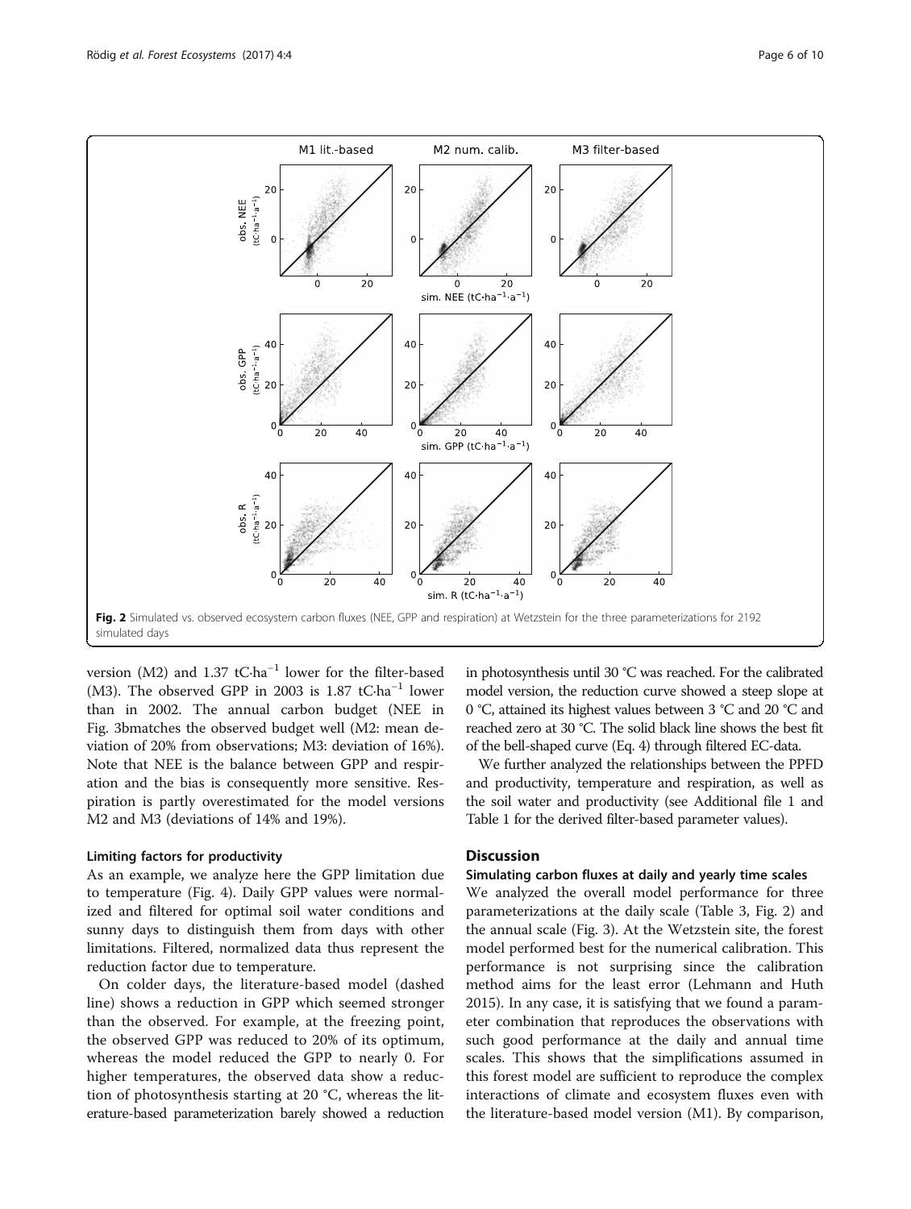Fig. 2 Simulated vs. observed ecosystem carbon fluxes (NEE, GPP and respiration) at Wetzstein for the three parameterizations for 2192 simulated days

version (M2) and 1.37 $tC \cdot ha^{-1}$ lower for the filter-based (M3). The observed GPP in 2003 is 1.87 $tC \cdot ha^{-1}$ lower than in 2002. The annual carbon budget (NEE in Fig. 3bmatches the observed budget well (M2: mean deviation of 20% from observations; M3: deviation of 16%). Note that NEE is the balance between GPP and respiration and the bias is consequently more sensitive. Respiration is partly overestimated for the model versions M2 and M3 (deviations of 14% and 19%).

### Limiting factors for productivity

As an example, we analyze here the GPP limitation due to temperature (Fig. 4). Daily GPP values were normalized and filtered for optimal soil water conditions and sunny days to distinguish them from days with other limitations. Filtered, normalized data thus represent the reduction factor due to temperature.

On colder days, the literature-based model (dashed line) shows a reduction in GPP which seemed stronger than the observed. For example, at the freezing point, the observed GPP was reduced to 20% of its optimum, whereas the model reduced the GPP to nearly 0. For higher temperatures, the observed data show a reduction of photosynthesis starting at 20 °C, whereas the literature-based parameterization barely showed a reduction in photosynthesis until 30 °C was reached. For the calibrated model version, the reduction curve showed a steep slope at 0 °C, attained its highest values between 3 °C and 20 °C and reached zero at 30 °C. The solid black line shows the best fit of the bell-shaped curve (Eq. 4) through filtered EC-data.

We further analyzed the relationships between the PPFD and productivity, temperature and respiration, as well as the soil water and productivity (see Additional file 1 and Table 1 for the derived filter-based parameter values).

## Discussion

### Simulating carbon fluxes at daily and yearly time scales

We analyzed the overall model performance for three parameterizations at the daily scale (Table 3, Fig. 2) and the annual scale (Fig. 3). At the Wetzstein site, the forest model performed best for the numerical calibration. This performance is not surprising since the calibration method aims for the least error (Lehmann and Huth 2015). In any case, it is satisfying that we found a parameter combination that reproduces the observations with such good performance at the daily and annual time scales. This shows that the simplifications assumed in this forest model are sufficient to reproduce the complex interactions of climate and ecosystem fluxes even with the literature-based model version (M1). By comparison,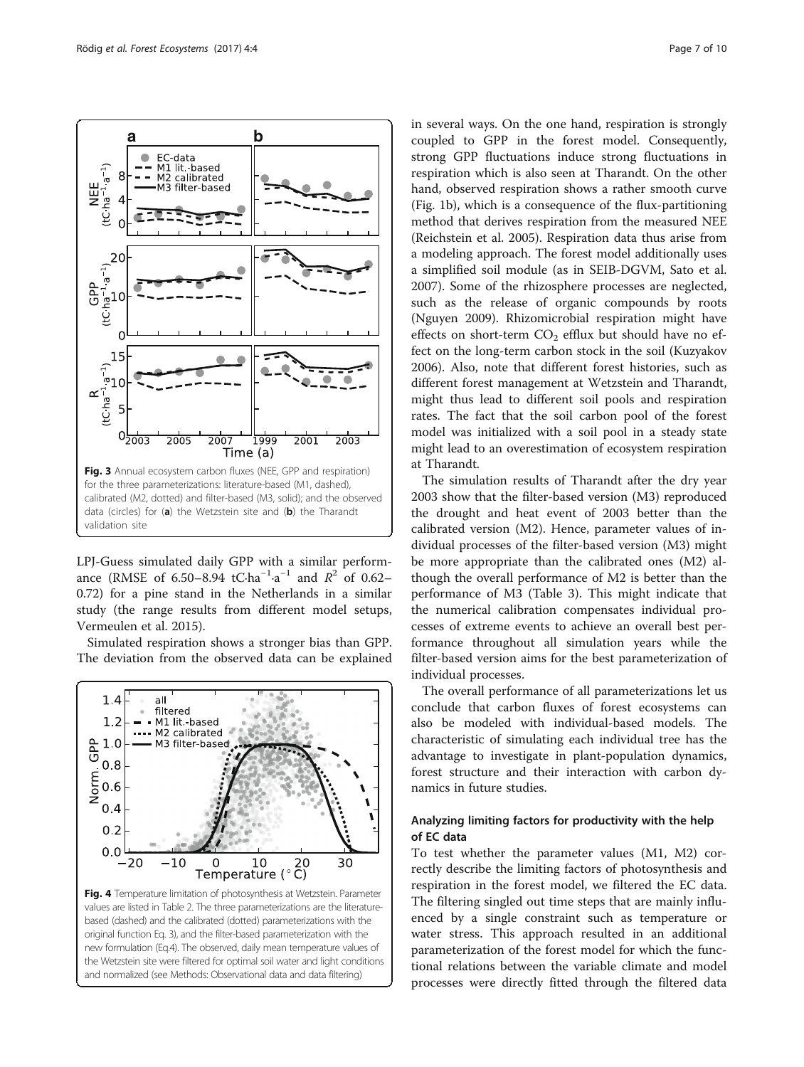Fig. 3 Annual ecosystem carbon fluxes (NEE, GPP and respiration) for the three parameterizations: literature-based (M1, dashed), calibrated (M2, dotted) and filter-based (M3, solid); and the observed data (circles) for (**a**) the Wetzstein site and (**b**) the Tharandt validation site

LPJ-Guess simulated daily GPP with a similar performance (RMSE of 6.50–8.94 $tC{\cdot}ha^{-1}{\cdot}a^{-1}$ and $R^2$ of 0.62–0.72) for a pine stand in the Netherlands in a similar study (the range results from different model setups, Vermeulen et al. 2015).

Simulated respiration shows a stronger bias than GPP. The deviation from the observed data can be explained in several ways. On the one hand, respiration is strongly coupled to GPP in the forest model. Consequently, strong GPP fluctuations induce strong fluctuations in respiration which is also seen at Tharandt. On the other hand, observed respiration shows a rather smooth curve (Fig. 1b), which is a consequence of the flux-partitioning method that derives respiration from the measured NEE (Reichstein et al. 2005). Respiration data thus arise from a modeling approach. The forest model additionally uses a simplified soil module (as in SEIB-DGVM, Sato et al. 2007). Some of the rhizosphere processes are neglected, such as the release of organic compounds by roots (Nguyen 2009). Rhizomicrobial respiration might have effects on short-term $CO_2$ efflux but should have no effect on the long-term carbon stock in the soil (Kuzyakov 2006). Also, note that different forest histories, such as different forest management at Wetzstein and Tharandt, might thus lead to different soil pools and respiration rates. The fact that the soil carbon pool of the forest model was initialized with a soil pool in a steady state might lead to an overestimation of ecosystem respiration at Tharandt.

The simulation results of Tharandt after the dry year 2003 show that the filter-based version (M3) reproduced the drought and heat event of 2003 better than the calibrated version (M2). Hence, parameter values of individual processes of the filter-based version (M3) might be more appropriate than the calibrated ones (M2) although the overall performance of M2 is better than the performance of M3 (Table 3). This might indicate that the numerical calibration compensates individual processes of extreme events to achieve an overall best performance throughout all simulation years while the filter-based version aims for the best parameterization of individual processes.

The overall performance of all parameterizations let us conclude that carbon fluxes of forest ecosystems can also be modeled with individual-based models. The characteristic of simulating each individual tree has the advantage to investigate in plant-population dynamics, forest structure and their interaction with carbon dynamics in future studies.

Fig. 4 Temperature limitation of photosynthesis at Wetzstein. Parameter values are listed in Table 2. The three parameterizations are the literature-based (dashed) and the calibrated (dotted) parameterizations with the original function Eq. 3), and the filter-based parameterization with the new formulation (Eq.4). The observed, daily mean temperature values of the Wetzstein site were filtered for optimal soil water and light conditions and normalized (see Methods: Observational data and data filtering)

### Analyzing limiting factors for productivity with the help of EC data

To test whether the parameter values (M1, M2) correctly describe the limiting factors of photosynthesis and respiration in the forest model, we filtered the EC data. The filtering singled out time steps that are mainly influenced by a single constraint such as temperature or water stress. This approach resulted in an additional parameterization of the forest model for which the functional relations between the variable climate and model processes were directly fitted through the filtered data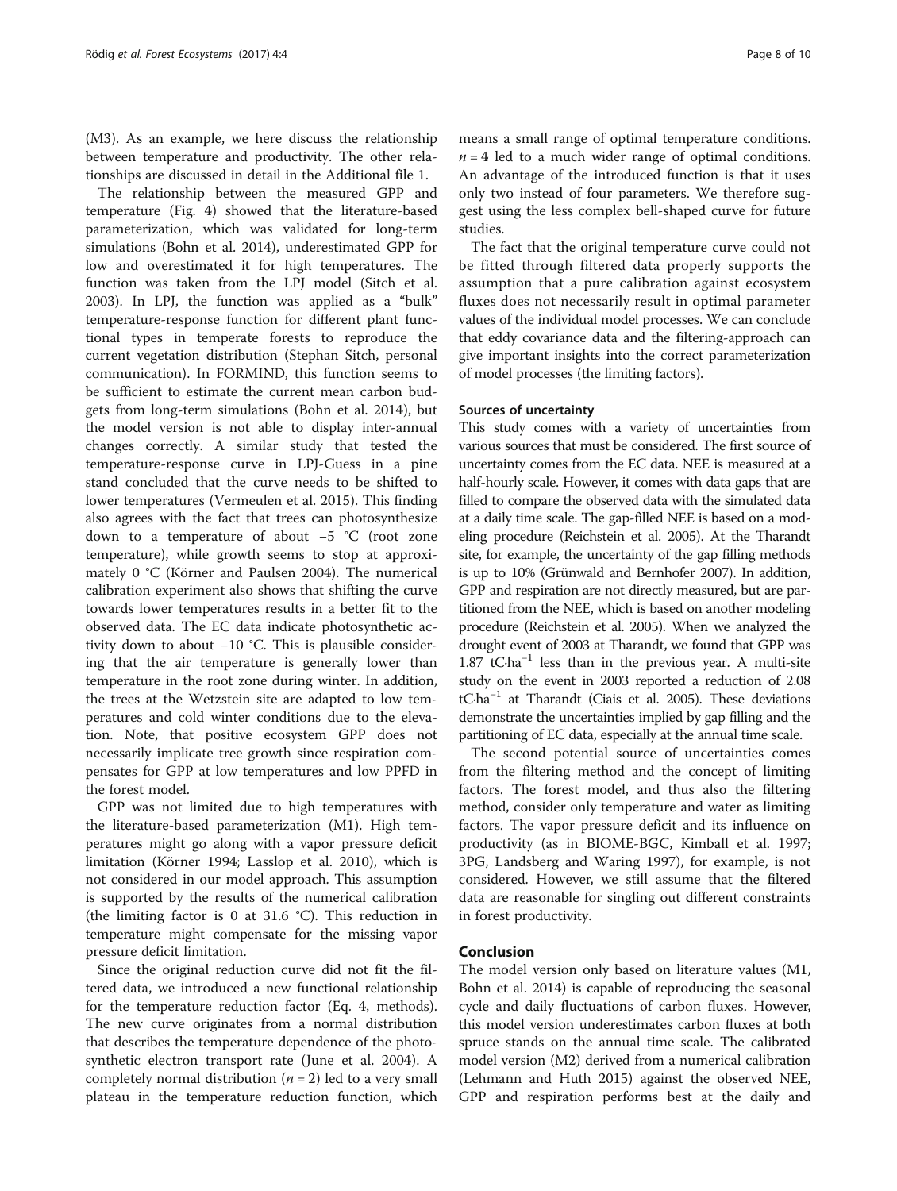(M3). As an example, we here discuss the relationship between temperature and productivity. The other relationships are discussed in detail in the Additional file 1.

The relationship between the measured GPP and temperature (Fig. 4) showed that the literature-based parameterization, which was validated for long-term simulations (Bohn et al. 2014), underestimated GPP for low and overestimated it for high temperatures. The function was taken from the LPJ model (Sitch et al. 2003). In LPJ, the function was applied as a "bulk" temperature-response function for different plant functional types in temperate forests to reproduce the current vegetation distribution (Stephan Sitch, personal communication). In FORMIND, this function seems to be sufficient to estimate the current mean carbon budgets from long-term simulations (Bohn et al. 2014), but the model version is not able to display inter-annual changes correctly. A similar study that tested the temperature-response curve in LPJ-Guess in a pine stand concluded that the curve needs to be shifted to lower temperatures (Vermeulen et al. 2015). This finding also agrees with the fact that trees can photosynthesize down to a temperature of about −5 °C (root zone temperature), while growth seems to stop at approximately 0 °C (Körner and Paulsen 2004). The numerical calibration experiment also shows that shifting the curve towards lower temperatures results in a better fit to the observed data. The EC data indicate photosynthetic activity down to about −10 °C. This is plausible considering that the air temperature is generally lower than temperature in the root zone during winter. In addition, the trees at the Wetzstein site are adapted to low temperatures and cold winter conditions due to the elevation. Note, that positive ecosystem GPP does not necessarily implicate tree growth since respiration compensates for GPP at low temperatures and low PPFD in the forest model.

GPP was not limited due to high temperatures with the literature-based parameterization (M1). High temperatures might go along with a vapor pressure deficit limitation (Körner 1994; Lasslop et al. 2010), which is not considered in our model approach. This assumption is supported by the results of the numerical calibration (the limiting factor is 0 at 31.6 °C). This reduction in temperature might compensate for the missing vapor pressure deficit limitation.

Since the original reduction curve did not fit the filtered data, we introduced a new functional relationship for the temperature reduction factor (Eq. 4, methods). The new curve originates from a normal distribution that describes the temperature dependence of the photosynthetic electron transport rate (June et al. 2004). A completely normal distribution ($n = 2$) led to a very small plateau in the temperature reduction function, which means a small range of optimal temperature conditions. $n = 4$ led to a much wider range of optimal conditions. An advantage of the introduced function is that it uses only two instead of four parameters. We therefore suggest using the less complex bell-shaped curve for future studies.

The fact that the original temperature curve could not be fitted through filtered data properly supports the assumption that a pure calibration against ecosystem fluxes does not necessarily result in optimal parameter values of the individual model processes. We can conclude that eddy covariance data and the filtering-approach can give important insights into the correct parameterization of model processes (the limiting factors).

### Sources of uncertainty

This study comes with a variety of uncertainties from various sources that must be considered. The first source of uncertainty comes from the EC data. NEE is measured at a half-hourly scale. However, it comes with data gaps that are filled to compare the observed data with the simulated data at a daily time scale. The gap-filled NEE is based on a modeling procedure (Reichstein et al. 2005). At the Tharandt site, for example, the uncertainty of the gap filling methods is up to 10% (Grünwald and Bernhofer 2007). In addition, GPP and respiration are not directly measured, but are partitioned from the NEE, which is based on another modeling procedure (Reichstein et al. 2005). When we analyzed the drought event of 2003 at Tharandt, we found that GPP was 1.87 $tC{\cdot}ha^{-1}$ less than in the previous year. A multi-site study on the event in 2003 reported a reduction of 2.08 $tC{\cdot}ha^{-1}$ at Tharandt (Ciais et al. 2005). These deviations demonstrate the uncertainties implied by gap filling and the partitioning of EC data, especially at the annual time scale.

The second potential source of uncertainties comes from the filtering method and the concept of limiting factors. The forest model, and thus also the filtering method, consider only temperature and water as limiting factors. The vapor pressure deficit and its influence on productivity (as in BIOME-BGC, Kimball et al. 1997; 3PG, Landsberg and Waring 1997), for example, is not considered. However, we still assume that the filtered data are reasonable for singling out different constraints in forest productivity.

## Conclusion

The model version only based on literature values (M1, Bohn et al. 2014) is capable of reproducing the seasonal cycle and daily fluctuations of carbon fluxes. However, this model version underestimates carbon fluxes at both spruce stands on the annual time scale. The calibrated model version (M2) derived from a numerical calibration (Lehmann and Huth 2015) against the observed NEE, GPP and respiration performs best at the daily and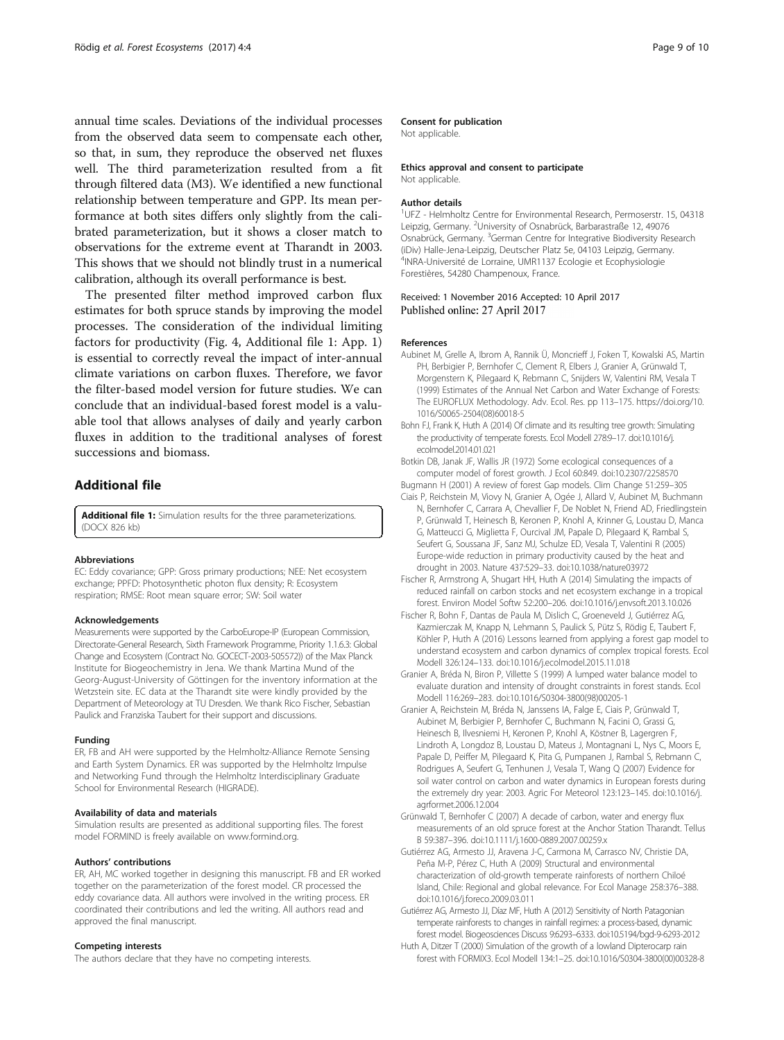annual time scales. Deviations of the individual processes from the observed data seem to compensate each other, so that, in sum, they reproduce the observed net fluxes well. The third parameterization resulted from a fit through filtered data (M3). We identified a new functional relationship between temperature and GPP. Its mean performance at both sites differs only slightly from the calibrated parameterization, but it shows a closer match to observations for the extreme event at Tharandt in 2003. This shows that we should not blindly trust in a numerical calibration, although its overall performance is best.

The presented filter method improved carbon flux estimates for both spruce stands by improving the model processes. The consideration of the individual limiting factors for productivity (Fig. 4, Additional file 1: App. 1) is essential to correctly reveal the impact of inter-annual climate variations on carbon fluxes. Therefore, we favor the filter-based model version for future studies. We can conclude that an individual-based forest model is a valuable tool that allows analyses of daily and yearly carbon fluxes in addition to the traditional analyses of forest successions and biomass.

## Additional file

**Additional file 1:** Simulation results for the three parameterizations. (DOCX 826 kb)

#### Abbreviations

EC: Eddy covariance; GPP: Gross primary productions; NEE: Net ecosystem exchange; PPFD: Photosynthetic photon flux density; R: Ecosystem respiration; RMSE: Root mean square error; SW: Soil water

#### Acknowledgements

Measurements were supported by the CarboEurope-IP (European Commission, Directorate-General Research, Sixth Framework Programme, Priority 1.1.6.3: Global Change and Ecosystem (Contract No. GOCECT-2003-505572)) of the Max Planck Institute for Biogeochemistry in Jena. We thank Martina Mund of the Georg-August-University of Göttingen for the inventory information at the Wetzstein site. EC data at the Tharandt site were kindly provided by the Department of Meteorology at TU Dresden. We thank Rico Fischer, Sebastian Paulick and Franziska Taubert for their support and discussions.

#### Funding

ER, FB and AH were supported by the Helmholtz-Alliance Remote Sensing and Earth System Dynamics. ER was supported by the Helmholtz Impulse and Networking Fund through the Helmholtz Interdisciplinary Graduate School for Environmental Research (HIGRADE).

#### Availability of data and materials

Simulation results are presented as additional supporting files. The forest model FORMIND is freely available on www.formind.org.

#### Authors' contributions

ER, AH, MC worked together in designing this manuscript. FB and ER worked together on the parameterization of the forest model. CR processed the eddy covariance data. All authors were involved in the writing process. ER coordinated their contributions and led the writing. All authors read and approved the final manuscript.

#### Competing interests

The authors declare that they have no competing interests.

#### Consent for publication

Not applicable.

#### Ethics approval and consent to participate

Not applicable.

#### Author details

[1]UFZ - Helmholtz Centre for Environmental Research, Permoserstr. 15, 04318 Leipzig, Germany. [2]University of Osnabrück, Barbarastraße 12, 49076 Osnabrück, Germany. [3]German Centre for Integrative Biodiversity Research (iDiv) Halle-Jena-Leipzig, Deutscher Platz 5e, 04103 Leipzig, Germany. [4]INRA-Université de Lorraine, UMR1137 Ecologie et Ecophysiologie Forestières, 54280 Champenoux, France.

Received: 1 November 2016 Accepted: 10 April 2017
Published online: 27 April 2017

#### References

Aubinet M, Grelle A, Ibrom A, Rannik Ü, Moncrieff J, Foken T, Kowalski AS, Martin PH, Berbigier P, Bernhofer C, Clement R, Elbers J, Granier A, Grünwald T, Morgenstern K, Pilegaard K, Rebmann C, Snijders W, Valentini RM, Vesala T (1999) Estimates of the Annual Net Carbon and Water Exchange of Forests: The EUROFLUX Methodology. Adv. Ecol. Res. pp 113–175. https://doi.org/10.1016/S0065-2504(08)60018-5

Bohn FJ, Frank K, Huth A (2014) Of climate and its resulting tree growth: Simulating the productivity of temperate forests. Ecol Modell 278:9–17. doi:10.1016/j.ecolmodel.2014.01.021

Botkin DB, Janak JF, Wallis JR (1972) Some ecological consequences of a computer model of forest growth. J Ecol 60:849. doi:10.2307/2258570

Bugmann H (2001) A review of forest Gap models. Clim Change 51:259–305

Ciais P, Reichstein M, Viovy N, Granier A, Ogée J, Allard V, Aubinet M, Buchmann N, Bernhofer C, Carrara A, Chevallier F, De Noblet N, Friend AD, Friedlingstein P, Grünwald T, Heinesch B, Keronen P, Knohl A, Krinner G, Loustau D, Manca G, Matteucci G, Miglietta F, Ourcival JM, Papale D, Pilegaard K, Rambal S, Seufert G, Soussana JF, Sanz MJ, Schulze ED, Vesala T, Valentini R (2005) Europe-wide reduction in primary productivity caused by the heat and drought in 2003. Nature 437:529–33. doi:10.1038/nature03972

Fischer R, Armstrong A, Shugart HH, Huth A (2014) Simulating the impacts of reduced rainfall on carbon stocks and net ecosystem exchange in a tropical forest. Environ Model Softw 52:200–206. doi:10.1016/j.envsoft.2013.10.026

Fischer R, Bohn F, Dantas de Paula M, Dislich C, Groeneveld J, Gutiérrez AG, Kazmierczak M, Knapp N, Lehmann S, Paulick S, Pütz S, Rödig E, Taubert F, Köhler P, Huth A (2016) Lessons learned from applying a forest gap model to understand ecosystem and carbon dynamics of complex tropical forests. Ecol Modell 326:124–133. doi:10.1016/j.ecolmodel.2015.11.018

Granier A, Bréda N, Biron P, Villette S (1999) A lumped water balance model to evaluate duration and intensity of drought constraints in forest stands. Ecol Modell 116:269–283. doi:10.1016/S0304-3800(98)00205-1

Granier A, Reichstein M, Bréda N, Janssens IA, Falge E, Ciais P, Grünwald T, Aubinet M, Berbigier P, Bernhofer C, Buchmann N, Facini O, Grassi G, Heinesch B, Ilvesniemi H, Keronen P, Knohl A, Köstner B, Lagergren F, Lindroth A, Longdoz B, Loustau D, Mateus J, Montagnani L, Nys C, Moors E, Papale D, Peiffer M, Pilegaard K, Pita G, Pumpanen J, Rambal S, Rebmann C, Rodrigues A, Seufert G, Tenhunen J, Vesala T, Wang Q (2007) Evidence for soil water control on carbon and water dynamics in European forests during the extremely dry year: 2003. Agric For Meteorol 123:123–145. doi:10.1016/j.agrformet.2006.12.004

Grünwald T, Bernhofer C (2007) A decade of carbon, water and energy flux measurements of an old spruce forest at the Anchor Station Tharandt. Tellus B 59:387–396. doi:10.1111/j.1600-0889.2007.00259.x

Gutiérrez AG, Armesto JJ, Aravena J-C, Carmona M, Carrasco NV, Christie DA, Peña M-P, Pérez C, Huth A (2009) Structural and environmental characterization of old-growth temperate rainforests of northern Chiloé Island, Chile: Regional and global relevance. For Ecol Manage 258:376–388. doi:10.1016/j.foreco.2009.03.011

Gutiérrez AG, Armesto JJ, Díaz MF, Huth A (2012) Sensitivity of North Patagonian temperate rainforests to changes in rainfall regimes: a process-based, dynamic forest model. Biogeosciences Discuss 9:6293–6333. doi:10.5194/bgd-9-6293-2012

Huth A, Ditzer T (2000) Simulation of the growth of a lowland Dipterocarp rain forest with FORMIX3. Ecol Modell 134:1–25. doi:10.1016/S0304-3800(00)00328-8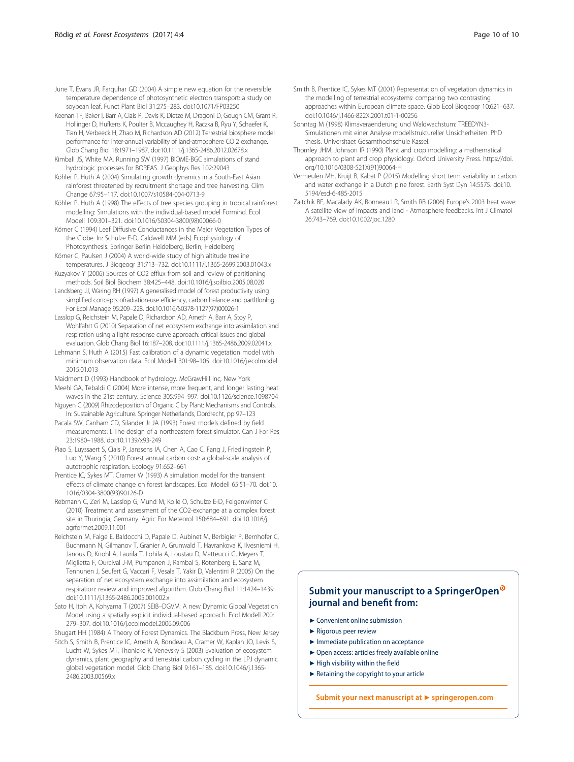June T, Evans JR, Farquhar GD (2004) A simple new equation for the reversible temperature dependence of photosynthetic electron transport: a study on soybean leaf. Funct Plant Biol 31:275–283. doi:10.1071/FP03250

Keenan TF, Baker I, Barr A, Ciais P, Davis K, Dietze M, Dragoni D, Gough CM, Grant R, Hollinger D, Hufkens K, Poulter B, Mccaughey H, Raczka B, Ryu Y, Schaefer K, Tian H, Verbeeck H, Zhao M, Richardson AD (2012) Terrestrial biosphere model performance for inter-annual variability of land-atmosphere CO 2 exchange. Glob Chang Biol 18:1971–1987. doi:10.1111/j.1365-2486.2012.02678.x

Kimball JS, White MA, Running SW (1997) BIOME-BGC simulations of stand hydrologic processes for BOREAS. J Geophys Res 102:29043

Köhler P, Huth A (2004) Simulating growth dynamics in a South-East Asian rainforest threatened by recruitment shortage and tree harvesting. Clim Change 67:95–117. doi:10.1007/s10584-004-0713-9

Köhler P, Huth A (1998) The effects of tree species grouping in tropical rainforest modelling: Simulations with the individual-based model Formind. Ecol Modell 109:301–321. doi:10.1016/S0304-3800(98)00066-0

Körner C (1994) Leaf Diffusive Conductances in the Major Vegetation Types of the Globe. In: Schulze E-D, Caldwell MM (eds) Ecophysiology of Photosynthesis. Springer Berlin Heidelberg, Berlin, Heidelberg

Körner C, Paulsen J (2004) A world-wide study of high altitude treeline temperatures. J Biogeogr 31:713–732. doi:10.1111/j.1365-2699.2003.01043.x

Kuzyakov Y (2006) Sources of CO2 efflux from soil and review of partitioning methods. Soil Biol Biochem 38:425–448. doi:10.1016/j.soilbio.2005.08.020

Landsberg JJ, Waring RH (1997) A generalised model of forest productivity using simplified concepts ofradiation-use efficiency, carbon balance and partltlonlng. For Ecol Manage 95:209–228. doi:10.1016/S0378-1127(97)00026-1

Lasslop G, Reichstein M, Papale D, Richardson AD, Arneth A, Barr A, Stoy P, Wohlfahrt G (2010) Separation of net ecosystem exchange into assimilation and respiration using a light response curve approach: critical issues and global evaluation. Glob Chang Biol 16:187–208. doi:10.1111/j.1365-2486.2009.02041.x

Lehmann S, Huth A (2015) Fast calibration of a dynamic vegetation model with minimum observation data. Ecol Modell 301:98–105. doi:10.1016/j.ecolmodel.2015.01.013

Maidment D (1993) Handbook of hydrology. McGrawHill Inc, New York

Meehl GA, Tebaldi C (2004) More intense, more frequent, and longer lasting heat waves in the 21st century. Science 305:994–997. doi:10.1126/science.1098704

Nguyen C (2009) Rhizodeposition of Organic C by Plant: Mechanisms and Controls. In: Sustainable Agriculture. Springer Netherlands, Dordrecht, pp 97–123

Pacala SW, Canham CD, Silander Jr JA (1993) Forest models defined by field measurements: I. The design of a northeastern forest simulator. Can J For Res 23:1980–1988. doi:10.1139/x93-249

Piao S, Luyssaert S, Ciais P, Janssens IA, Chen A, Cao C, Fang J, Friedlingstein P, Luo Y, Wang S (2010) Forest annual carbon cost: a global-scale analysis of autotrophic respiration. Ecology 91:652–661

Prentice IC, Sykes MT, Cramer W (1993) A simulation model for the transient effects of climate change on forest landscapes. Ecol Modell 65:51–70. doi:10.1016/0304-3800(93)90126-D

Rebmann C, Zeri M, Lasslop G, Mund M, Kolle O, Schulze E-D, Feigenwinter C (2010) Treatment and assessment of the CO2-exchange at a complex forest site in Thuringia, Germany. Agric For Meteorol 150:684–691. doi:10.1016/j.agrformet.2009.11.001

Reichstein M, Falge E, Baldocchi D, Papale D, Aubinet M, Berbigier P, Bernhofer C, Buchmann N, Gilmanov T, Granier A, Grunwald T, Havrankova K, Ilvesniemi H, Janous D, Knohl A, Laurila T, Lohila A, Loustau D, Matteucci G, Meyers T, Miglietta F, Ourcival J-M, Pumpanen J, Rambal S, Rotenberg E, Sanz M, Tenhunen J, Seufert G, Vaccari F, Vesala T, Yakir D, Valentini R (2005) On the separation of net ecosystem exchange into assimilation and ecosystem respiration: review and improved algorithm. Glob Chang Biol 11:1424–1439. doi:10.1111/j.1365-2486.2005.001002.x

Sato H, Itoh A, Kohyama T (2007) SEIB–DGVM: A new Dynamic Global Vegetation Model using a spatially explicit individual-based approach. Ecol Modell 200: 279–307. doi:10.1016/j.ecolmodel.2006.09.006

Shugart HH (1984) A Theory of Forest Dynamics. The Blackburn Press, New Jersey

Sitch S, Smith B, Prentice IC, Arneth A, Bondeau A, Cramer W, Kaplan JO, Levis S, Lucht W, Sykes MT, Thonicke K, Venevsky S (2003) Evaluation of ecosystem dynamics, plant geography and terrestrial carbon cycling in the LPJ dynamic global vegetation model. Glob Chang Biol 9:161–185. doi:10.1046/j.1365-2486.2003.00569.x

Smith B, Prentice IC, Sykes MT (2001) Representation of vegetation dynamics in the modelling of terrestrial ecosystems: comparing two contrasting approaches within European climate space. Glob Ecol Biogeogr 10:621–637. doi:10.1046/j.1466-822X.2001.t01-1-00256

Sonntag M (1998) Klimaveraenderung und Waldwachstum: TREEDYN3-Simulationen mit einer Analyse modellstruktureller Unsicherheiten. PhD thesis. Universitaet Gesamthochschule Kassel.

Thornley JHM, Johnson IR (1990) Plant and crop modelling: a mathematical approach to plant and crop physiology. Oxford University Press. https://doi.org/10.1016/0308-521X(91)90064-H

Vermeulen MH, Kruijt B, Kabat P (2015) Modelling short term variability in carbon and water exchange in a Dutch pine forest. Earth Syst Dyn 14:5575. doi:10.5194/esd-6-485-2015

Zaitchik BF, Macalady AK, Bonneau LR, Smith RB (2006) Europe's 2003 heat wave: A satellite view of impacts and land - Atmosphere feedbacks. Int J Climatol 26:743–769. doi:10.1002/joc.1280

**Submit your manuscript to a SpringerOpen journal and benefit from:**

- ► Convenient online submission
- ► Rigorous peer review
- ► Immediate publication on acceptance
- ► Open access: articles freely available online
- ► High visibility within the field
- ► Retaining the copyright to your article

**Submit your next manuscript at ► springeropen.com**